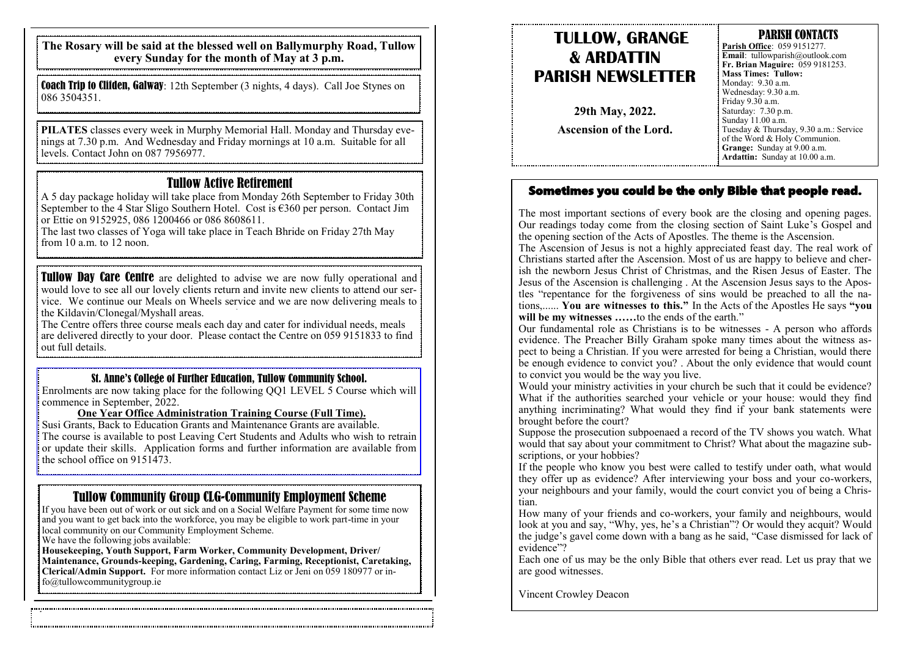# TULLOW, GRANGE & ARDATTIN PARISH NEWSLETTER

**29th May, 2022.**

**Ascension of the Lord.**

## PARISH CONTACTS

**Parish Office**: 059 9151277.
**Email**: tullowparish@outlook.com
**Fr. Brian Maguire:** 059 9181253.
**Mass Times: Tullow:**
Monday: 9.30 a.m.
Wednesday: 9.30 a.m.
Friday 9.30 a.m.
Saturday: 7.30 p.m.
Sunday 11.00 a.m.
Tuesday & Thursday, 9.30 a.m.: Service of the Word & Holy Communion.
**Grange:** Sunday at 9.00 a.m.
**Ardattin:** Sunday at 10.00 a.m.

## Sometimes you could be the only Bible that people read.

The most important sections of every book are the closing and opening pages. Our readings today come from the closing section of Saint Luke's Gospel and the opening section of the Acts of Apostles. The theme is the Ascension.

The Ascension of Jesus is not a highly appreciated feast day. The real work of Christians started after the Ascension. Most of us are happy to believe and cherish the newborn Jesus Christ of Christmas, and the Risen Jesus of Easter. The Jesus of the Ascension is challenging . At the Ascension Jesus says to the Apostles "repentance for the forgiveness of sins would be preached to all the nations,...... **You are witnesses to this."** In the Acts of the Apostles He says **"you will be my witnesses ……**to the ends of the earth."

Our fundamental role as Christians is to be witnesses - A person who affords evidence. The Preacher Billy Graham spoke many times about the witness aspect to being a Christian. If you were arrested for being a Christian, would there be enough evidence to convict you? . About the only evidence that would count to convict you would be the way you live.

Would your ministry activities in your church be such that it could be evidence? What if the authorities searched your vehicle or your house: would they find anything incriminating? What would they find if your bank statements were brought before the court?

Suppose the prosecution subpoenaed a record of the TV shows you watch. What would that say about your commitment to Christ? What about the magazine subscriptions, or your hobbies?

If the people who know you best were called to testify under oath, what would they offer up as evidence? After interviewing your boss and your co-workers, your neighbours and your family, would the court convict you of being a Christian.

How many of your friends and co-workers, your family and neighbours, would look at you and say, "Why, yes, he's a Christian"? Or would they acquit? Would the judge's gavel come down with a bang as he said, "Case dismissed for lack of evidence"?

Each one of us may be the only Bible that others ever read. Let us pray that we are good witnesses.

Vincent Crowley Deacon

---

**The Rosary will be said at the blessed well on Ballymurphy Road, Tullow every Sunday for the month of May at 3 p.m.**

**Coach Trip to Clifden, Galway**: 12th September (3 nights, 4 days). Call Joe Stynes on 086 3504351.

**PILATES** classes every week in Murphy Memorial Hall. Monday and Thursday evenings at 7.30 p.m. And Wednesday and Friday mornings at 10 a.m. Suitable for all levels. Contact John on 087 7956977.

## Tullow Active Retirement

A 5 day package holiday will take place from Monday 26th September to Friday 30th September to the 4 Star Sligo Southern Hotel. Cost is €360 per person. Contact Jim or Ettie on 9152925, 086 1200466 or 086 8608611.

The last two classes of Yoga will take place in Teach Bhride on Friday 27th May from 10 a.m. to 12 noon.

**Tullow Day Care Centre** are delighted to advise we are now fully operational and would love to see all our lovely clients return and invite new clients to attend our service. We continue our Meals on Wheels service and we are now delivering meals to the Kildavin/Clonegal/Myshall areas.

The Centre offers three course meals each day and cater for individual needs, meals are delivered directly to your door. Please contact the Centre on 059 9151833 to find out full details.

### St. Anne's College of Further Education, Tullow Community School.

Enrolments are now taking place for the following QQ1 LEVEL 5 Course which will commence in September, 2022.

**One Year Office Administration Training Course (Full Time).**

Susi Grants, Back to Education Grants and Maintenance Grants are available.

The course is available to post Leaving Cert Students and Adults who wish to retrain or update their skills. Application forms and further information are available from the school office on 9151473.

## Tullow Community Group CLG-Community Employment Scheme

If you have been out of work or out sick and on a Social Welfare Payment for some time now and you want to get back into the workforce, you may be eligible to work part-time in your local community on our Community Employment Scheme.

We have the following jobs available:

**Housekeeping, Youth Support, Farm Worker, Community Development, Driver/Maintenance, Grounds-keeping, Gardening, Caring, Farming, Receptionist, Caretaking, Clerical/Admin Support.** For more information contact Liz or Jeni on 059 180977 or info@tullowcommunitygroup.ie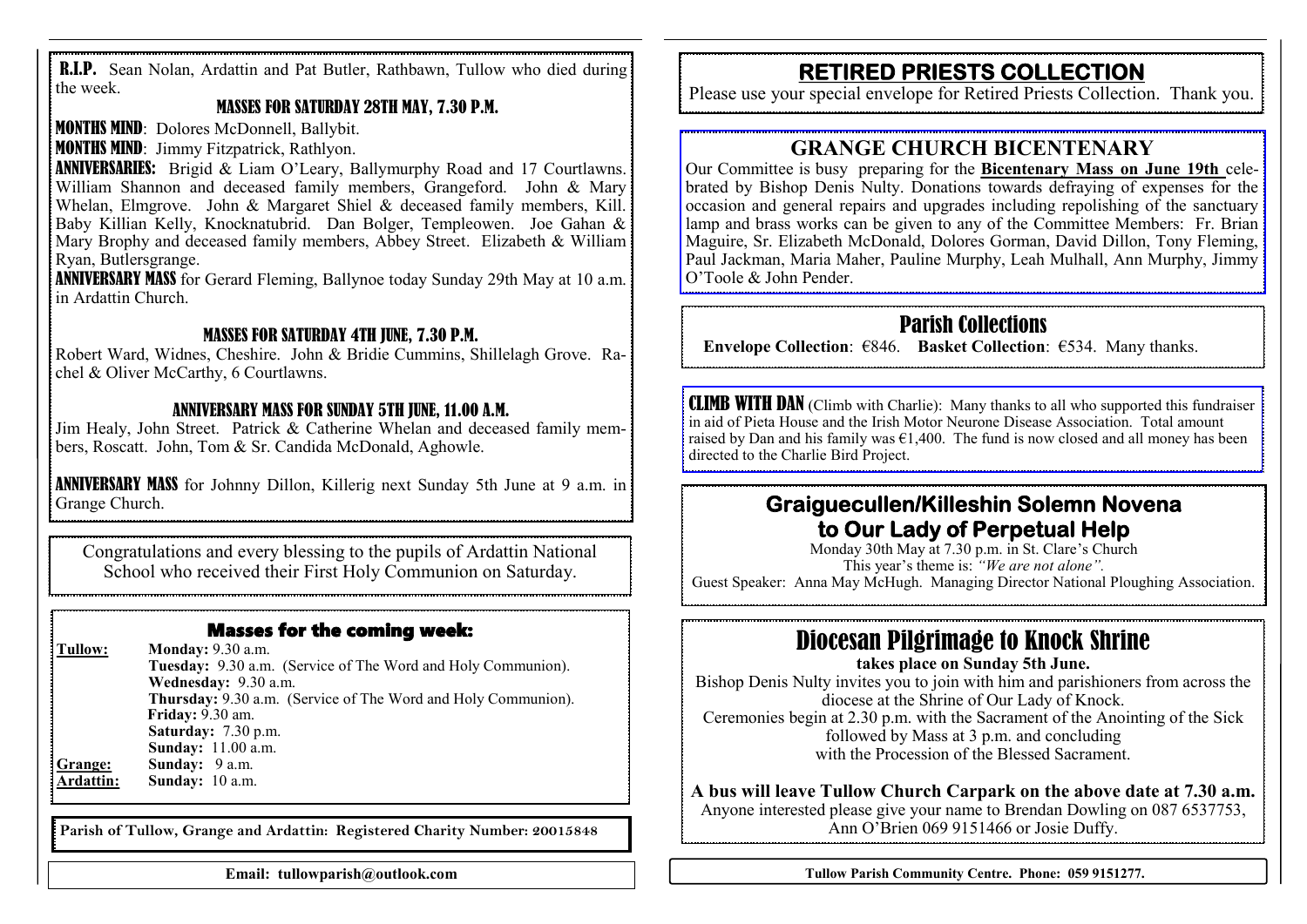**R.I.P.** Sean Nolan, Ardattin and Pat Butler, Rathbawn, Tullow who died during the week.

### MASSES FOR SATURDAY 28TH MAY, 7.30 P.M.

**MONTHS MIND**: Dolores McDonnell, Ballybit.

**MONTHS MIND**: Jimmy Fitzpatrick, Rathlyon.

**ANNIVERSARIES:** Brigid & Liam O'Leary, Ballymurphy Road and 17 Courtlawns. William Shannon and deceased family members, Grangeford. John & Mary Whelan, Elmgrove. John & Margaret Shiel & deceased family members, Kill. Baby Killian Kelly, Knocknatubrid. Dan Bolger, Templeowen. Joe Gahan & Mary Brophy and deceased family members, Abbey Street. Elizabeth & William Ryan, Butlersgrange.

**ANNIVERSARY MASS** for Gerard Fleming, Ballynoe today Sunday 29th May at 10 a.m. in Ardattin Church.

### MASSES FOR SATURDAY 4TH JUNE, 7.30 P.M.

Robert Ward, Widnes, Cheshire. John & Bridie Cummins, Shillelagh Grove. Rachel & Oliver McCarthy, 6 Courtlawns.

### ANNIVERSARY MASS FOR SUNDAY 5TH JUNE, 11.00 A.M.

Jim Healy, John Street. Patrick & Catherine Whelan and deceased family members, Roscatt. John, Tom & Sr. Candida McDonald, Aghowle.

**ANNIVERSARY MASS** for Johnny Dillon, Killerig next Sunday 5th June at 9 a.m. in Grange Church.

Congratulations and every blessing to the pupils of Ardattin National School who received their First Holy Communion on Saturday.

### Masses for the coming week:

| | |
|---|---|
| **Tullow:** | **Monday:** 9.30 a.m. |
| | **Tuesday:** 9.30 a.m. (Service of The Word and Holy Communion). |
| | **Wednesday:** 9.30 a.m. |
| | **Thursday:** 9.30 a.m. (Service of The Word and Holy Communion). |
| | **Friday:** 9.30 am. |
| | **Saturday:** 7.30 p.m. |
| | **Sunday:** 11.00 a.m. |
| **Grange:** | **Sunday:** 9 a.m. |
| **Ardattin:** | **Sunday:** 10 a.m. |

**Parish of Tullow, Grange and Ardattin: Registered Charity Number: 20015848**

**Email: tullowparish@outlook.com**

## RETIRED PRIESTS COLLECTION

Please use your special envelope for Retired Priests Collection. Thank you.

## GRANGE CHURCH BICENTENARY

Our Committee is busy preparing for the **Bicentenary Mass on June 19th** celebrated by Bishop Denis Nulty. Donations towards defraying of expenses for the occasion and general repairs and upgrades including repolishing of the sanctuary lamp and brass works can be given to any of the Committee Members: Fr. Brian Maguire, Sr. Elizabeth McDonald, Dolores Gorman, David Dillon, Tony Fleming, Paul Jackman, Maria Maher, Pauline Murphy, Leah Mulhall, Ann Murphy, Jimmy O'Toole & John Pender.

## Parish Collections

**Envelope Collection**: €846. **Basket Collection**: €534. Many thanks.

**CLIMB WITH DAN** (Climb with Charlie): Many thanks to all who supported this fundraiser in aid of Pieta House and the Irish Motor Neurone Disease Association. Total amount raised by Dan and his family was €1,400. The fund is now closed and all money has been directed to the Charlie Bird Project.

## Graiguecullen/Killeshin Solemn Novena to Our Lady of Perpetual Help

Monday 30th May at 7.30 p.m. in St. Clare's Church

This year's theme is: *"We are not alone".*

Guest Speaker: Anna May McHugh. Managing Director National Ploughing Association.

## Diocesan Pilgrimage to Knock Shrine

**takes place on Sunday 5th June.**

Bishop Denis Nulty invites you to join with him and parishioners from across the diocese at the Shrine of Our Lady of Knock.

Ceremonies begin at 2.30 p.m. with the Sacrament of the Anointing of the Sick followed by Mass at 3 p.m. and concluding with the Procession of the Blessed Sacrament.

**A bus will leave Tullow Church Carpark on the above date at 7.30 a.m.**

Anyone interested please give your name to Brendan Dowling on 087 6537753, Ann O'Brien 069 9151466 or Josie Duffy.

**Tullow Parish Community Centre. Phone: 059 9151277.**